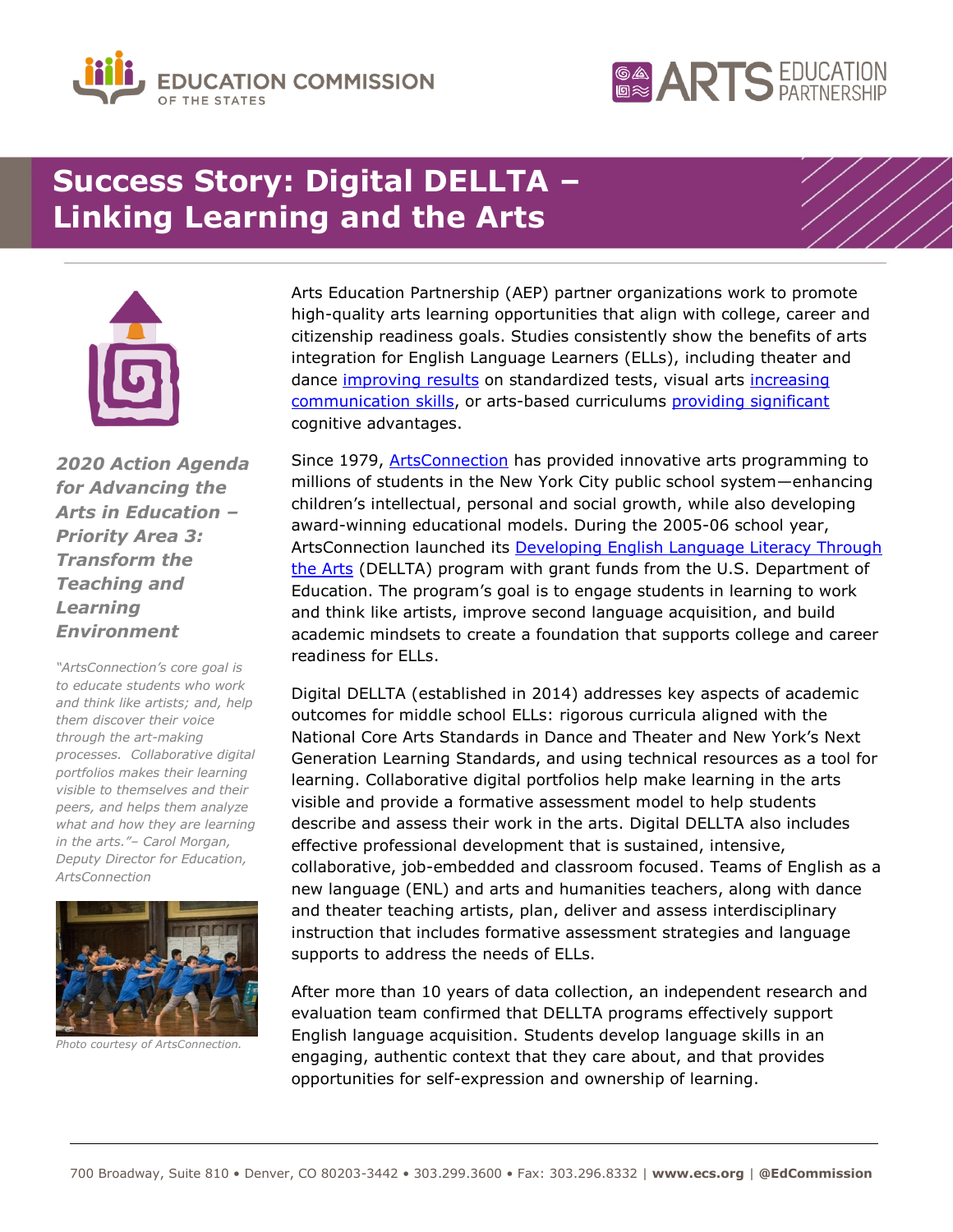# Success Story: Digital DELLTA – Linking Learning and the Arts

***2020 Action Agenda for Advancing the Arts in Education – Priority Area 3: Transform the Teaching and Learning Environment***

*"ArtsConnection's core goal is to educate students who work and think like artists; and, help them discover their voice through the art-making processes. Collaborative digital portfolios makes their learning visible to themselves and their peers, and helps them analyze what and how they are learning in the arts."– Carol Morgan, Deputy Director for Education, ArtsConnection*

*Photo courtesy of ArtsConnection.*

Arts Education Partnership (AEP) partner organizations work to promote high-quality arts learning opportunities that align with college, career and citizenship readiness goals. Studies consistently show the benefits of arts integration for English Language Learners (ELLs), including theater and dance improving results on standardized tests, visual arts increasing communication skills, or arts-based curriculums providing significant cognitive advantages.

Since 1979, ArtsConnection has provided innovative arts programming to millions of students in the New York City public school system—enhancing children's intellectual, personal and social growth, while also developing award-winning educational models. During the 2005-06 school year, ArtsConnection launched its Developing English Language Literacy Through the Arts (DELLTA) program with grant funds from the U.S. Department of Education. The program's goal is to engage students in learning to work and think like artists, improve second language acquisition, and build academic mindsets to create a foundation that supports college and career readiness for ELLs.

Digital DELLTA (established in 2014) addresses key aspects of academic outcomes for middle school ELLs: rigorous curricula aligned with the National Core Arts Standards in Dance and Theater and New York's Next Generation Learning Standards, and using technical resources as a tool for learning. Collaborative digital portfolios help make learning in the arts visible and provide a formative assessment model to help students describe and assess their work in the arts. Digital DELLTA also includes effective professional development that is sustained, intensive, collaborative, job-embedded and classroom focused. Teams of English as a new language (ENL) and arts and humanities teachers, along with dance and theater teaching artists, plan, deliver and assess interdisciplinary instruction that includes formative assessment strategies and language supports to address the needs of ELLs.

After more than 10 years of data collection, an independent research and evaluation team confirmed that DELLTA programs effectively support English language acquisition. Students develop language skills in an engaging, authentic context that they care about, and that provides opportunities for self-expression and ownership of learning.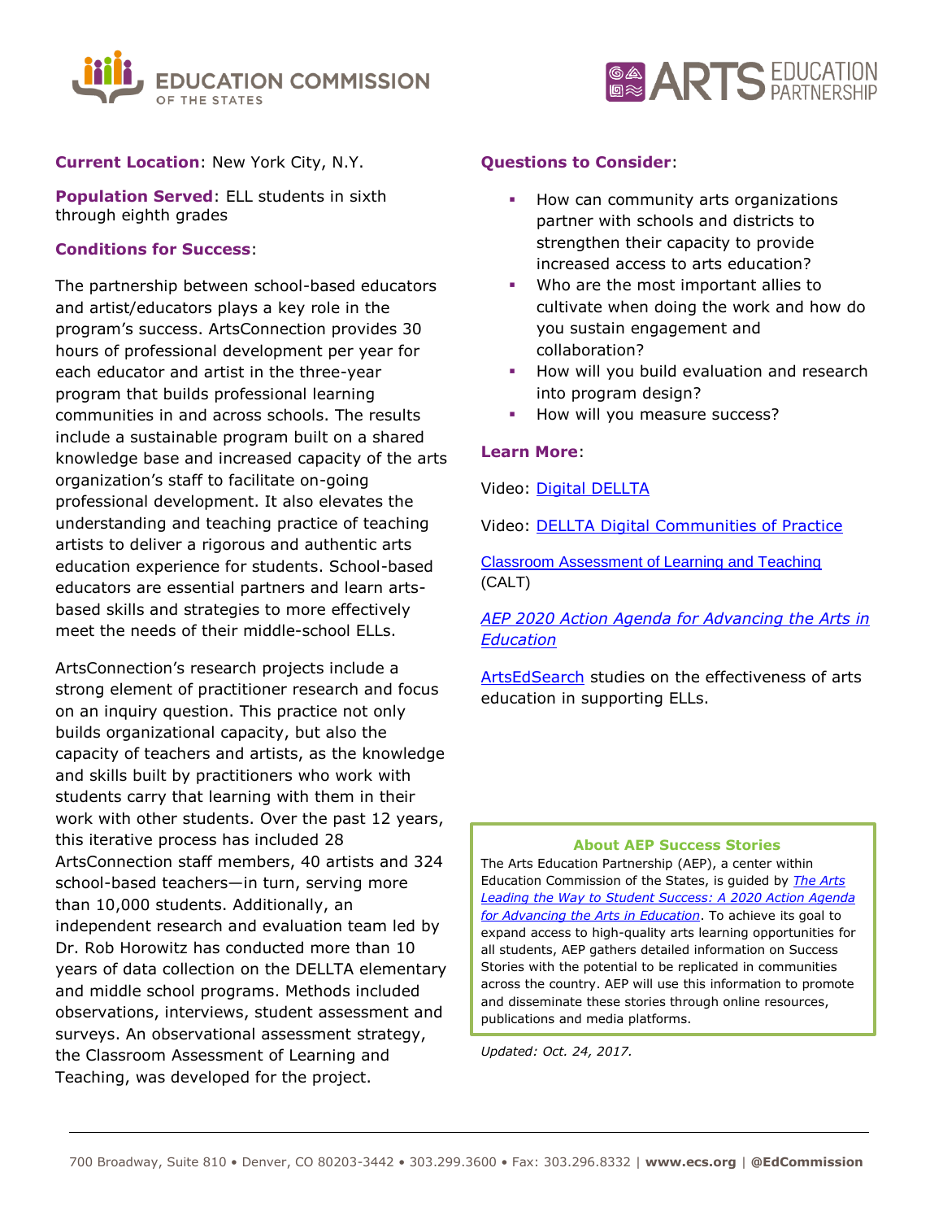**Current Location**: New York City, N.Y.

**Population Served**: ELL students in sixth through eighth grades

**Conditions for Success**:

The partnership between school-based educators and artist/educators plays a key role in the program's success. ArtsConnection provides 30 hours of professional development per year for each educator and artist in the three-year program that builds professional learning communities in and across schools. The results include a sustainable program built on a shared knowledge base and increased capacity of the arts organization's staff to facilitate on-going professional development. It also elevates the understanding and teaching practice of teaching artists to deliver a rigorous and authentic arts education experience for students. School-based educators are essential partners and learn arts-based skills and strategies to more effectively meet the needs of their middle-school ELLs.

ArtsConnection's research projects include a strong element of practitioner research and focus on an inquiry question. This practice not only builds organizational capacity, but also the capacity of teachers and artists, as the knowledge and skills built by practitioners who work with students carry that learning with them in their work with other students. Over the past 12 years, this iterative process has included 28 ArtsConnection staff members, 40 artists and 324 school-based teachers—in turn, serving more than 10,000 students. Additionally, an independent research and evaluation team led by Dr. Rob Horowitz has conducted more than 10 years of data collection on the DELLTA elementary and middle school programs. Methods included observations, interviews, student assessment and surveys. An observational assessment strategy, the Classroom Assessment of Learning and Teaching, was developed for the project.

**Questions to Consider**:

- How can community arts organizations partner with schools and districts to strengthen their capacity to provide increased access to arts education?
- Who are the most important allies to cultivate when doing the work and how do you sustain engagement and collaboration?
- How will you build evaluation and research into program design?
- How will you measure success?

**Learn More**:

Video: Digital DELLTA

Video: DELLTA Digital Communities of Practice

Classroom Assessment of Learning and Teaching (CALT)

*AEP 2020 Action Agenda for Advancing the Arts in Education*

ArtsEdSearch studies on the effectiveness of arts education in supporting ELLs.

**About AEP Success Stories**

The Arts Education Partnership (AEP), a center within Education Commission of the States, is guided by *The Arts Leading the Way to Student Success: A 2020 Action Agenda for Advancing the Arts in Education*. To achieve its goal to expand access to high-quality arts learning opportunities for all students, AEP gathers detailed information on Success Stories with the potential to be replicated in communities across the country. AEP will use this information to promote and disseminate these stories through online resources, publications and media platforms.

*Updated: Oct. 24, 2017.*